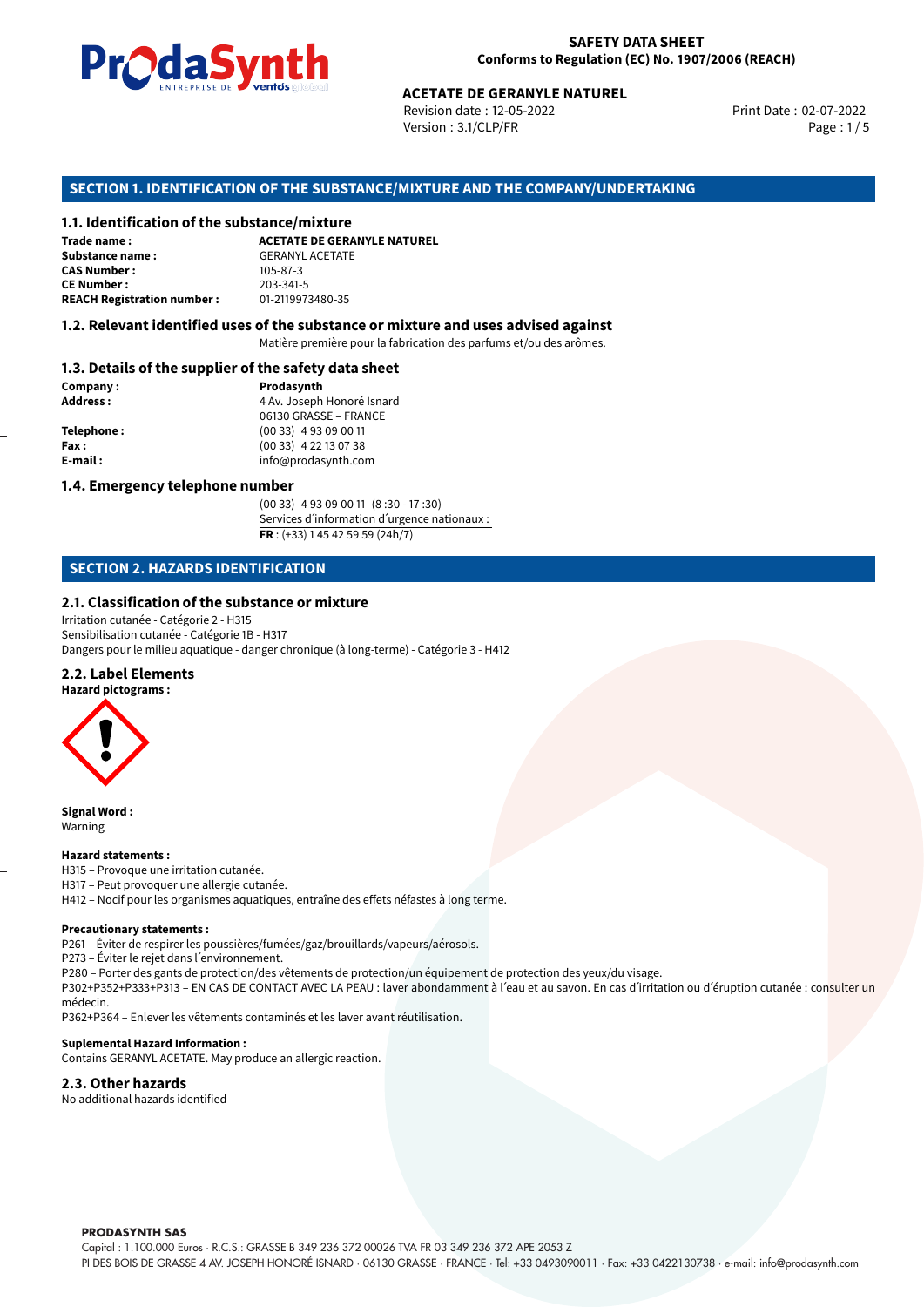**SAFETY DATA SHEET**
**Conforms to Regulation (EC) No. 1907/2006 (REACH)**

**ACETATE DE GERANYLE NATUREL**

Revision date : 12-05-2022
Version : 3.1/CLP/FR
Print Date : 02-07-2022

## SECTION 1. IDENTIFICATION OF THE SUBSTANCE/MIXTURE AND THE COMPANY/UNDERTAKING

### 1.1. Identification of the substance/mixture

**Trade name :** **ACETATE DE GERANYLE NATUREL**
**Substance name :** GERANYL ACETATE
**CAS Number :** 105-87-3
**CE Number :** 203-341-5
**REACH Registration number :** 01-2119973480-35

### 1.2. Relevant identified uses of the substance or mixture and uses advised against

Matière première pour la fabrication des parfums et/ou des arômes.

### 1.3. Details of the supplier of the safety data sheet

**Company :** **Prodasynth**
**Address :** 4 Av. Joseph Honoré Isnard
06130 GRASSE – FRANCE
**Telephone :** (00 33) 4 93 09 00 11
**Fax :** (00 33) 4 22 13 07 38
**E-mail :** info@prodasynth.com

### 1.4. Emergency telephone number

(00 33) 4 93 09 00 11 (8 :30 - 17 :30)
Services d´information d´urgence nationaux :
**FR** : (+33) 1 45 42 59 59 (24h/7)

## SECTION 2. HAZARDS IDENTIFICATION

### 2.1. Classification of the substance or mixture

Irritation cutanée - Catégorie 2 - H315
Sensibilisation cutanée - Catégorie 1B - H317
Dangers pour le milieu aquatique - danger chronique (à long-terme) - Catégorie 3 - H412

### 2.2. Label Elements

**Hazard pictograms :**

**Signal Word :**
Warning

**Hazard statements :**
H315 – Provoque une irritation cutanée.
H317 – Peut provoquer une allergie cutanée.
H412 – Nocif pour les organismes aquatiques, entraîne des effets néfastes à long terme.

**Precautionary statements :**
P261 – Éviter de respirer les poussières/fumées/gaz/brouillards/vapeurs/aérosols.
P273 – Éviter le rejet dans l´environnement.
P280 – Porter des gants de protection/des vêtements de protection/un équipement de protection des yeux/du visage.
P302+P352+P333+P313 – EN CAS DE CONTACT AVEC LA PEAU : laver abondamment à l´eau et au savon. En cas d´irritation ou d´éruption cutanée : consulter un médecin.
P362+P364 – Enlever les vêtements contaminés et les laver avant réutilisation.

**Suplemental Hazard Information :**
Contains GERANYL ACETATE. May produce an allergic reaction.

### 2.3. Other hazards

No additional hazards identified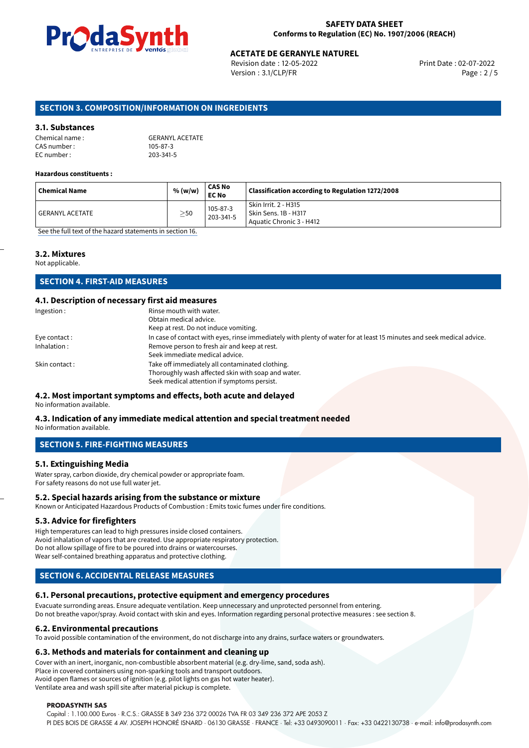## SECTION 3. COMPOSITION/INFORMATION ON INGREDIENTS

### 3.1. Substances

Chemical name : GERANYL ACETATE
CAS number : 105-87-3
EC number : 203-341-5

**Hazardous constituents :**

| Chemical Name | % (w/w) | CAS No EC No | Classification according to Regulation 1272/2008 |
|---|---|---|---|
| GERANYL ACETATE | ≥50 | 105-87-3 203-341-5 | Skin Irrit. 2 - H315 Skin Sens. 1B - H317 Aquatic Chronic 3 - H412 |

See the full text of the hazard statements in section 16.

### 3.2. Mixtures

Not applicable.

## SECTION 4. FIRST-AID MEASURES

### 4.1. Description of necessary first aid measures

Ingestion : Rinse mouth with water.
Obtain medical advice.
Keep at rest. Do not induce vomiting.

Eye contact : In case of contact with eyes, rinse immediately with plenty of water for at least 15 minutes and seek medical advice.

Inhalation : Remove person to fresh air and keep at rest.
Seek immediate medical advice.

Skin contact : Take off immediately all contaminated clothing.
Thoroughly wash affected skin with soap and water.
Seek medical attention if symptoms persist.

### 4.2. Most important symptoms and effects, both acute and delayed

No information available.

### 4.3. Indication of any immediate medical attention and special treatment needed

No information available.

## SECTION 5. FIRE-FIGHTING MEASURES

### 5.1. Extinguishing Media

Water spray, carbon dioxide, dry chemical powder or appropriate foam.
For safety reasons do not use full water jet.

### 5.2. Special hazards arising from the substance or mixture

Known or Anticipated Hazardous Products of Combustion : Emits toxic fumes under fire conditions.

### 5.3. Advice for firefighters

High temperatures can lead to high pressures inside closed containers.
Avoid inhalation of vapors that are created. Use appropriate respiratory protection.
Do not allow spillage of fire to be poured into drains or watercourses.
Wear self-contained breathing apparatus and protective clothing.

## SECTION 6. ACCIDENTAL RELEASE MEASURES

### 6.1. Personal precautions, protective equipment and emergency procedures

Evacuate surronding areas. Ensure adequate ventilation. Keep unnecessary and unprotected personnel from entering.
Do not breathe vapor/spray. Avoid contact with skin and eyes. Information regarding personal protective measures : see section 8.

### 6.2. Environmental precautions

To avoid possible contamination of the environment, do not discharge into any drains, surface waters or groundwaters.

### 6.3. Methods and materials for containment and cleaning up

Cover with an inert, inorganic, non-combustible absorbent material (e.g. dry-lime, sand, soda ash).
Place in covered containers using non-sparking tools and transport outdoors.
Avoid open flames or sources of ignition (e.g. pilot lights on gas hot water heater).
Ventilate area and wash spill site after material pickup is complete.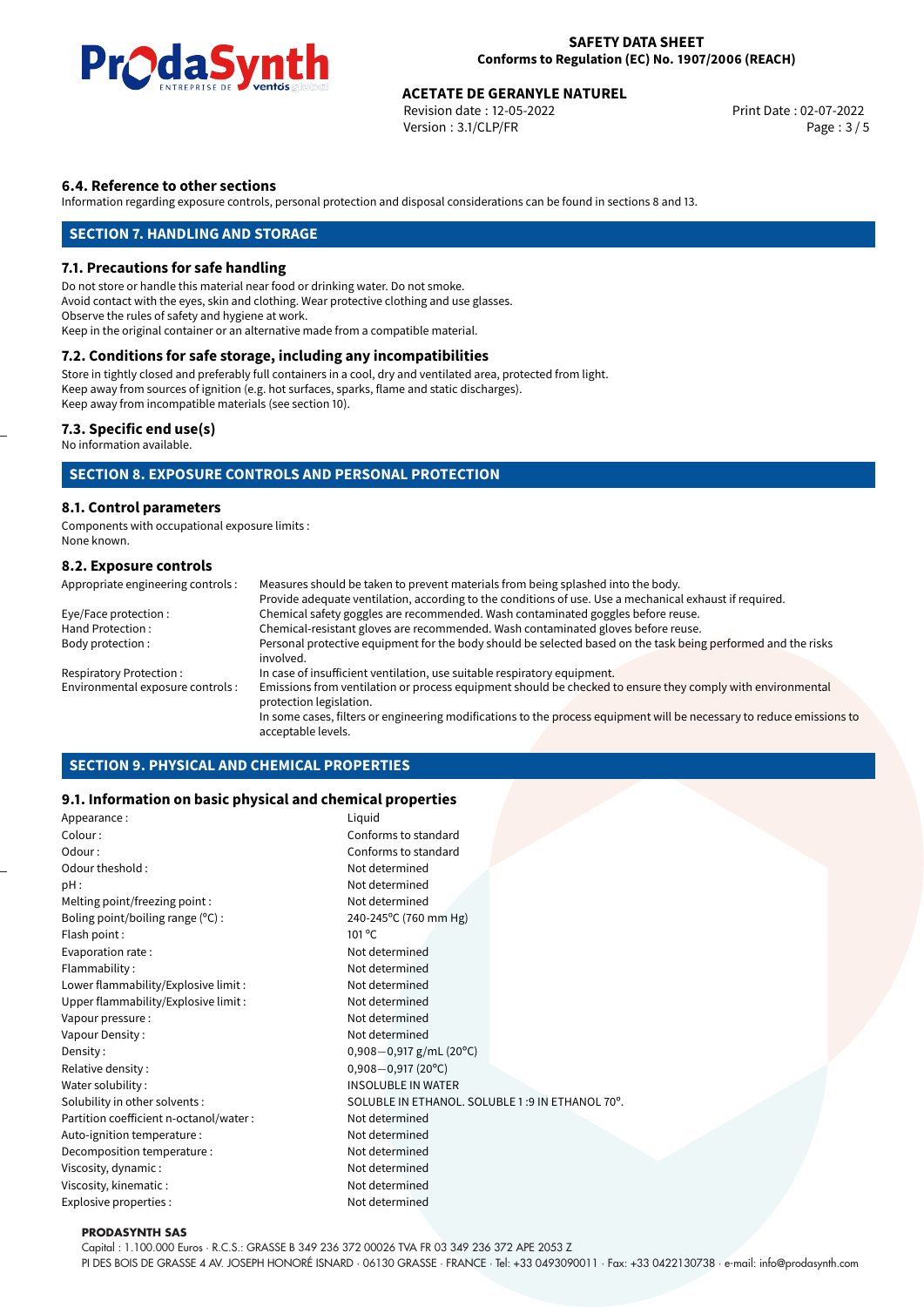### 6.4. Reference to other sections

Information regarding exposure controls, personal protection and disposal considerations can be found in sections 8 and 13.

## SECTION 7. HANDLING AND STORAGE

### 7.1. Precautions for safe handling

Do not store or handle this material near food or drinking water. Do not smoke.
Avoid contact with the eyes, skin and clothing. Wear protective clothing and use glasses.
Observe the rules of safety and hygiene at work.
Keep in the original container or an alternative made from a compatible material.

### 7.2. Conditions for safe storage, including any incompatibilities

Store in tightly closed and preferably full containers in a cool, dry and ventilated area, protected from light.
Keep away from sources of ignition (e.g. hot surfaces, sparks, flame and static discharges).
Keep away from incompatible materials (see section 10).

### 7.3. Specific end use(s)

No information available.

## SECTION 8. EXPOSURE CONTROLS AND PERSONAL PROTECTION

### 8.1. Control parameters

Components with occupational exposure limits :
None known.

### 8.2. Exposure controls

| | |
|---|---|
| Appropriate engineering controls : | Measures should be taken to prevent materials from being splashed into the body. Provide adequate ventilation, according to the conditions of use. Use a mechanical exhaust if required. |
| Eye/Face protection : | Chemical safety goggles are recommended. Wash contaminated goggles before reuse. |
| Hand Protection : | Chemical-resistant gloves are recommended. Wash contaminated gloves before reuse. |
| Body protection : | Personal protective equipment for the body should be selected based on the task being performed and the risks involved. |
| Respiratory Protection : | In case of insufficient ventilation, use suitable respiratory equipment. |
| Environmental exposure controls : | Emissions from ventilation or process equipment should be checked to ensure they comply with environmental protection legislation. In some cases, filters or engineering modifications to the process equipment will be necessary to reduce emissions to acceptable levels. |

## SECTION 9. PHYSICAL AND CHEMICAL PROPERTIES

### 9.1. Information on basic physical and chemical properties

| | |
|---|---|
| Appearance : | Liquid |
| Colour : | Conforms to standard |
| Odour : | Conforms to standard |
| Odour theshold : | Not determined |
| pH : | Not determined |
| Melting point/freezing point : | Not determined |
| Boling point/boiling range (°C) : | 240-245°C (760 mm Hg) |
| Flash point : | 101 °C |
| Evaporation rate : | Not determined |
| Flammability : | Not determined |
| Lower flammability/Explosive limit : | Not determined |
| Upper flammability/Explosive limit : | Not determined |
| Vapour pressure : | Not determined |
| Vapour Density : | Not determined |
| Density : | 0,908−0,917 g/mL (20°C) |
| Relative density : | 0,908−0,917 (20°C) |
| Water solubility : | INSOLUBLE IN WATER |
| Solubility in other solvents : | SOLUBLE IN ETHANOL. SOLUBLE 1 :9 IN ETHANOL 70º. |
| Partition coefficient n-octanol/water : | Not determined |
| Auto-ignition temperature : | Not determined |
| Decomposition temperature : | Not determined |
| Viscosity, dynamic : | Not determined |
| Viscosity, kinematic : | Not determined |
| Explosive properties : | Not determined |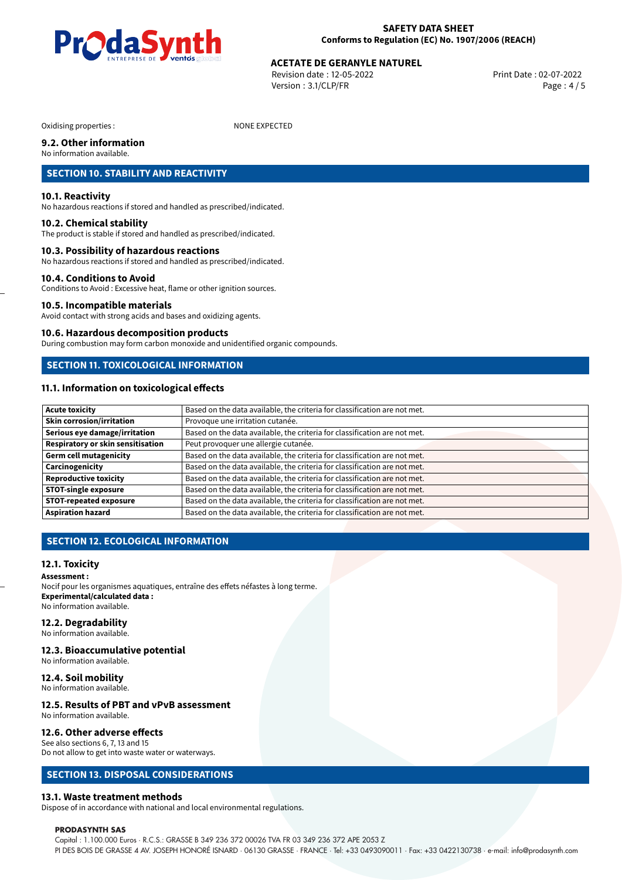Oxidising properties : NONE EXPECTED

### 9.2. Other information

No information available.

## SECTION 10. STABILITY AND REACTIVITY

### 10.1. Reactivity

No hazardous reactions if stored and handled as prescribed/indicated.

### 10.2. Chemical stability

The product is stable if stored and handled as prescribed/indicated.

### 10.3. Possibility of hazardous reactions

No hazardous reactions if stored and handled as prescribed/indicated.

### 10.4. Conditions to Avoid

Conditions to Avoid : Excessive heat, flame or other ignition sources.

### 10.5. Incompatible materials

Avoid contact with strong acids and bases and oxidizing agents.

### 10.6. Hazardous decomposition products

During combustion may form carbon monoxide and unidentified organic compounds.

## SECTION 11. TOXICOLOGICAL INFORMATION

### 11.1. Information on toxicological effects

| | |
|---|---|
| **Acute toxicity** | Based on the data available, the criteria for classification are not met. |
| **Skin corrosion/irritation** | Provoque une irritation cutanée. |
| **Serious eye damage/irritation** | Based on the data available, the criteria for classification are not met. |
| **Respiratory or skin sensitisation** | Peut provoquer une allergie cutanée. |
| **Germ cell mutagenicity** | Based on the data available, the criteria for classification are not met. |
| **Carcinogenicity** | Based on the data available, the criteria for classification are not met. |
| **Reproductive toxicity** | Based on the data available, the criteria for classification are not met. |
| **STOT-single exposure** | Based on the data available, the criteria for classification are not met. |
| **STOT-repeated exposure** | Based on the data available, the criteria for classification are not met. |
| **Aspiration hazard** | Based on the data available, the criteria for classification are not met. |

## SECTION 12. ECOLOGICAL INFORMATION

### 12.1. Toxicity

**Assessment :**
Nocif pour les organismes aquatiques, entraîne des effets néfastes à long terme.
**Experimental/calculated data :**
No information available.

### 12.2. Degradability

No information available.

### 12.3. Bioaccumulative potential

No information available.

### 12.4. Soil mobility

No information available.

### 12.5. Results of PBT and vPvB assessment

No information available.

### 12.6. Other adverse effects

See also sections 6, 7, 13 and 15
Do not allow to get into waste water or waterways.

## SECTION 13. DISPOSAL CONSIDERATIONS

### 13.1. Waste treatment methods

Dispose of in accordance with national and local environmental regulations.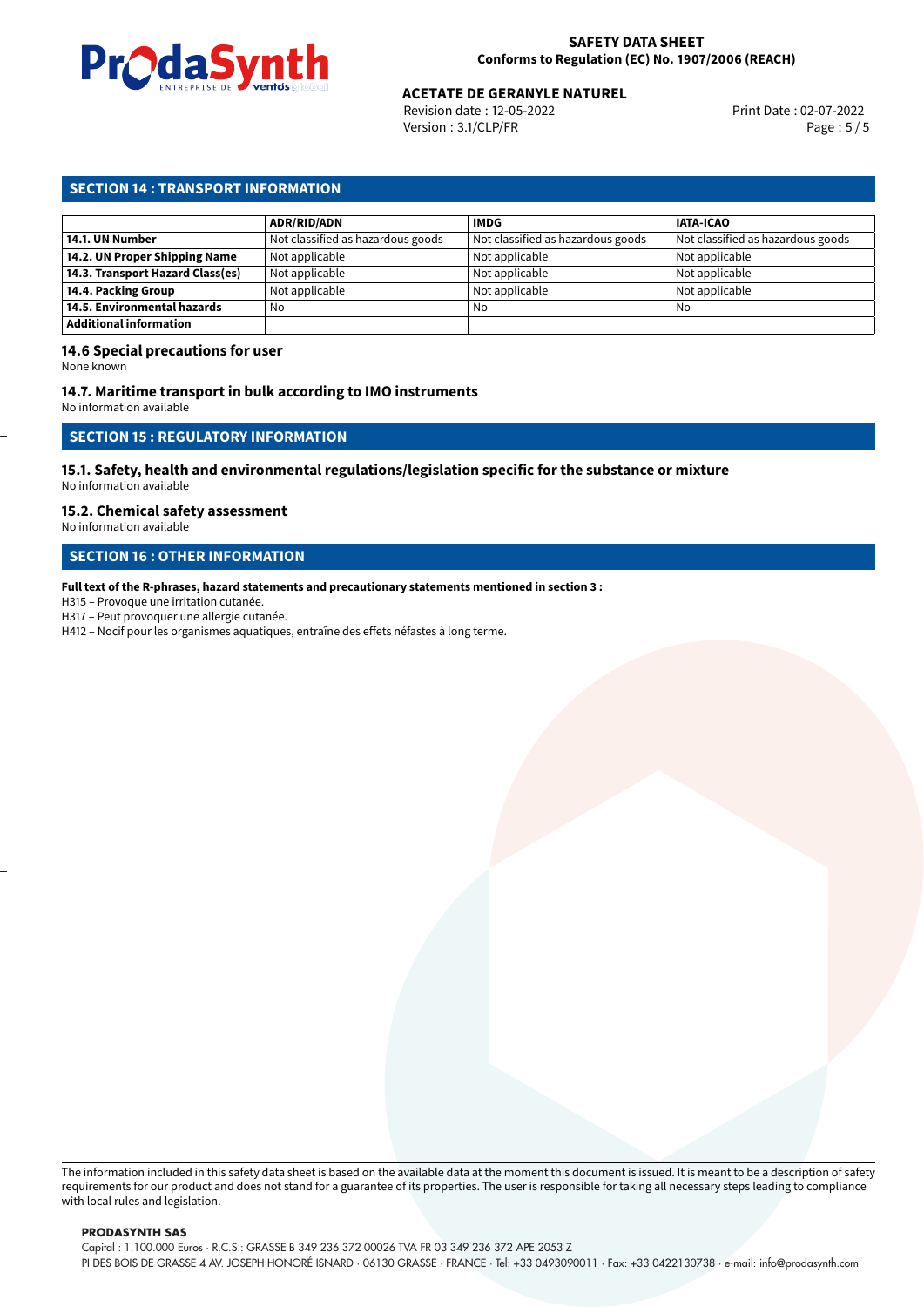## SECTION 14 : TRANSPORT INFORMATION

| | ADR/RID/ADN | IMDG | IATA-ICAO |
|---|---|---|---|
| **14.1. UN Number** | Not classified as hazardous goods | Not classified as hazardous goods | Not classified as hazardous goods |
| **14.2. UN Proper Shipping Name** | Not applicable | Not applicable | Not applicable |
| **14.3. Transport Hazard Class(es)** | Not applicable | Not applicable | Not applicable |
| **14.4. Packing Group** | Not applicable | Not applicable | Not applicable |
| **14.5. Environmental hazards** | No | No | No |
| **Additional information** | | | |

### 14.6 Special precautions for user

None known

### 14.7. Maritime transport in bulk according to IMO instruments

No information available

## SECTION 15 : REGULATORY INFORMATION

### 15.1. Safety, health and environmental regulations/legislation specific for the substance or mixture

No information available

### 15.2. Chemical safety assessment

No information available

## SECTION 16 : OTHER INFORMATION

**Full text of the R-phrases, hazard statements and precautionary statements mentioned in section 3 :**

H315 – Provoque une irritation cutanée.
H317 – Peut provoquer une allergie cutanée.
H412 – Nocif pour les organismes aquatiques, entraîne des effets néfastes à long terme.

The information included in this safety data sheet is based on the available data at the moment this document is issued. It is meant to be a description of safety requirements for our product and does not stand for a guarantee of its properties. The user is responsible for taking all necessary steps leading to compliance with local rules and legislation.